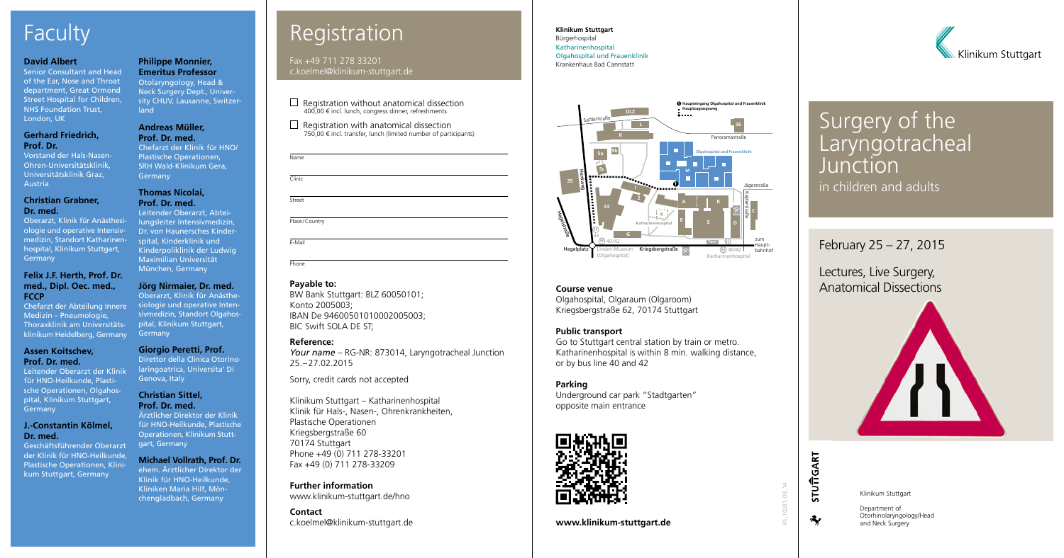# Faculty

**David Albert**
Senior Consultant and Head of the Ear, Nose and Throat department, Great Ormond Street Hospital for Children, NHS Foundation Trust, London, UK

**Gerhard Friedrich, Prof. Dr.**
Vorstand der Hals-Nasen-Ohren-Universitätsklinik, Universitätsklinik Graz, Austria

**Christian Grabner, Dr. med.**
Oberarzt, Klinik für Anästhesiologie und operative Intensivmedizin, Standort Katharinenhospital, Klinikum Stuttgart, Germany

**Felix J.F. Herth, Prof. Dr. med., Dipl. Oec. med., FCCP**
Chefarzt der Abteilung Innere Medizin – Pneumologie, Thoraxklinik am Universitätsklinikum Heidelberg, Germany

**Assen Koitschev, Prof. Dr. med.**
Leitender Oberarzt der Klinik für HNO-Heilkunde, Plastische Operationen, Olgahospital, Klinikum Stuttgart, Germany

**J.-Constantin Kölmel, Dr. med.**
Geschäftsführender Oberarzt der Klinik für HNO-Heilkunde, Plastische Operationen, Klinikum Stuttgart, Germany

**Philippe Monnier, Emeritus Professor**
Otolaryngology, Head & Neck Surgery Dept., University CHUV, Lausanne, Switzerland

**Andreas Müller, Prof. Dr. med.**
Chefarzt der Klinik für HNO/ Plastische Operationen, SRH Wald-Klinikum Gera, Germany

**Thomas Nicolai, Prof. Dr. med.**
Leitender Oberarzt, Abteilungsleiter Intensivmedizin, Dr. von Haunersches Kinderspital, Kinderklinik und Kinderpoliklinik der Ludwig Maximilian Universität München, Germany

**Jörg Nirmaier, Dr. med.**
Oberarzt, Klinik für Anästhesiologie und operative Intensivmedizin, Standort Olgahospital, Klinikum Stuttgart, Germany

**Giorgio Peretti, Prof.**
Direttor della Clinica Otorinolaringoatrica, Universita' Di Genova, Italy

**Christian Sittel, Prof. Dr. med.**
Ärztlicher Direktor der Klinik für HNO-Heilkunde, Plastische Operationen, Klinikum Stuttgart, Germany

**Michael Vollrath, Prof. Dr.**
ehem. Ärztlicher Direktor der Klinik für HNO-Heilkunde, Kliniken Maria Hilf, Mönchengladbach, Germany

# Registration

Fax +49 711 278 33201
c.koelmel@klinikum-stuttgart.de

☐ Registration without anatomical dissection
400,00 € incl. lunch, congress dinner, refreshments

☐ Registration with anatomical dissection
750,00 € incl. transfer, lunch (limited number of participants)

Name

Clinic

Street

Place/Country

E-Mail

Phone

**Payable to:**
BW Bank Stuttgart: BLZ 60050101;
Konto 2005003;
IBAN De 94600501010002005003;
BIC Swift SOLA DE ST;

**Reference:**
*Your name* – RG-NR: 873014, Laryngotracheal Junction 25.–27.02.2015

Sorry, credit cards not accepted

Klinikum Stuttgart – Katharinenhospital
Klinik für Hals-, Nasen-, Ohrenkrankheiten, Plastische Operationen
Kriegsbergstraße 60
70174 Stuttgart
Phone +49 (0) 711 278-33201
Fax +49 (0) 711 278-33209

**Further information**
www.klinikum-stuttgart.de/hno

**Contact**
c.koelmel@klinikum-stuttgart.de

**Klinikum Stuttgart**
Bürgerhospital
Katharinenhospital
Olgahospital und Frauenklinik
Krankenhaus Bad Cannstatt

**Course venue**
Olgahospital, Olgaraum (Olgaroom)
Kriegsbergstraße 62, 70174 Stuttgart

**Public transport**
Go to Stuttgart central station by train or metro. Katharinenhospital is within 8 min. walking distance, or by bus line 40 and 42

**Parking**
Underground car park "Stadtgarten" opposite main entrance

**www.klinikum-stuttgart.de**

AS_10201_08_14

Klinikum Stuttgart

# Surgery of the Laryngotracheal Junction

## in children and adults

February 25 – 27, 2015

Lectures, Live Surgery, Anatomical Dissections

STUTTGART

Klinikum Stuttgart

Department of Otorhinolaryngology/Head and Neck Surgery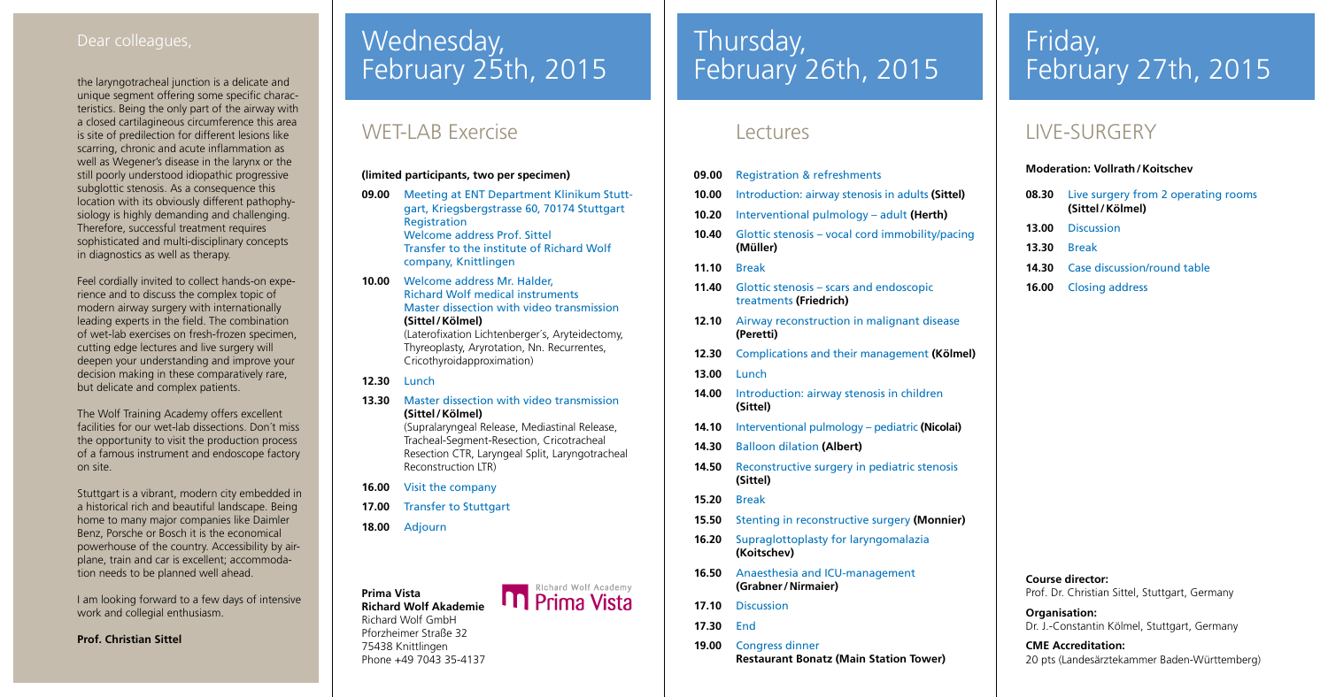## Dear colleagues,

the laryngotracheal junction is a delicate and unique segment offering some specific characteristics. Being the only part of the airway with a closed cartilagineous circumference this area is site of predilection for different lesions like scarring, chronic and acute inflammation as well as Wegener's disease in the larynx or the still poorly understood idiopathic progressive subglottic stenosis. As a consequence this location with its obviously different pathophysiology is highly demanding and challenging. Therefore, successful treatment requires sophisticated and multi-disciplinary concepts in diagnostics as well as therapy.

Feel cordially invited to collect hands-on experience and to discuss the complex topic of modern airway surgery with internationally leading experts in the field. The combination of wet-lab exercises on fresh-frozen specimen, cutting edge lectures and live surgery will deepen your understanding and improve your decision making in these comparatively rare, but delicate and complex patients.

The Wolf Training Academy offers excellent facilities for our wet-lab dissections. Don´t miss the opportunity to visit the production process of a famous instrument and endoscope factory on site.

Stuttgart is a vibrant, modern city embedded in a historical rich and beautiful landscape. Being home to many major companies like Daimler Benz, Porsche or Bosch it is the economical powerhouse of the country. Accessibility by airplane, train and car is excellent; accommodation needs to be planned well ahead.

I am looking forward to a few days of intensive work and collegial enthusiasm.

**Prof. Christian Sittel**

# Wednesday, February 25th, 2015

## WET-LAB Exercise

**(limited participants, two per specimen)**

**09.00** Meeting at ENT Department Klinikum Stuttgart, Kriegsbergstrasse 60, 70174 Stuttgart
Registration
Welcome address Prof. Sittel
Transfer to the institute of Richard Wolf company, Knittlingen

**10.00** Welcome address Mr. Halder, Richard Wolf medical instruments
Master dissection with video transmission **(Sittel / Kölmel)**
(Laterofixation Lichtenberger´s, Aryteidectomy, Thyreoplasty, Aryrotation, Nn. Recurrentes, Cricothyroidapproximation)

**12.30** Lunch

**13.30** Master dissection with video transmission **(Sittel / Kölmel)**
(Supralaryngeal Release, Mediastinal Release, Tracheal-Segment-Resection, Cricotracheal Resection CTR, Laryngeal Split, Laryngotracheal Reconstruction LTR)

**16.00** Visit the company

**17.00** Transfer to Stuttgart

**18.00** Adjourn

**Prima Vista**
**Richard Wolf Akademie**
Richard Wolf GmbH
Pforzheimer Straße 32
75438 Knittlingen
Phone +49 7043 35-4137

Richard Wolf Academy Prima Vista

# Thursday, February 26th, 2015

## Lectures

**09.00** Registration & refreshments

**10.00** Introduction: airway stenosis in adults **(Sittel)**

**10.20** Interventional pulmology – adult **(Herth)**

**10.40** Glottic stenosis – vocal cord immobility/pacing **(Müller)**

**11.10** Break

**11.40** Glottic stenosis – scars and endoscopic treatments **(Friedrich)**

**12.10** Airway reconstruction in malignant disease **(Peretti)**

**12.30** Complications and their management **(Kölmel)**

**13.00** Lunch

**14.00** Introduction: airway stenosis in children **(Sittel)**

**14.10** Interventional pulmology – pediatric **(Nicolai)**

**14.30** Balloon dilation **(Albert)**

**14.50** Reconstructive surgery in pediatric stenosis **(Sittel)**

**15.20** Break

**15.50** Stenting in reconstructive surgery **(Monnier)**

**16.20** Supraglottoplasty for laryngomalazia **(Koitschev)**

**16.50** Anaesthesia and ICU-management **(Grabner / Nirmaier)**

**17.10** Discussion

**17.30** End

**19.00** Congress dinner
**Restaurant Bonatz (Main Station Tower)**

# Friday, February 27th, 2015

## LIVE-SURGERY

**Moderation: Vollrath / Koitschev**

**08.30** Live surgery from 2 operating rooms **(Sittel / Kölmel)**

**13.00** Discussion

**13.30** Break

**14.30** Case discussion/round table

**16.00** Closing address

**Course director:**
Prof. Dr. Christian Sittel, Stuttgart, Germany

**Organisation:**
Dr. J.-Constantin Kölmel, Stuttgart, Germany

**CME Accreditation:**
20 pts (Landesärztekammer Baden-Württemberg)